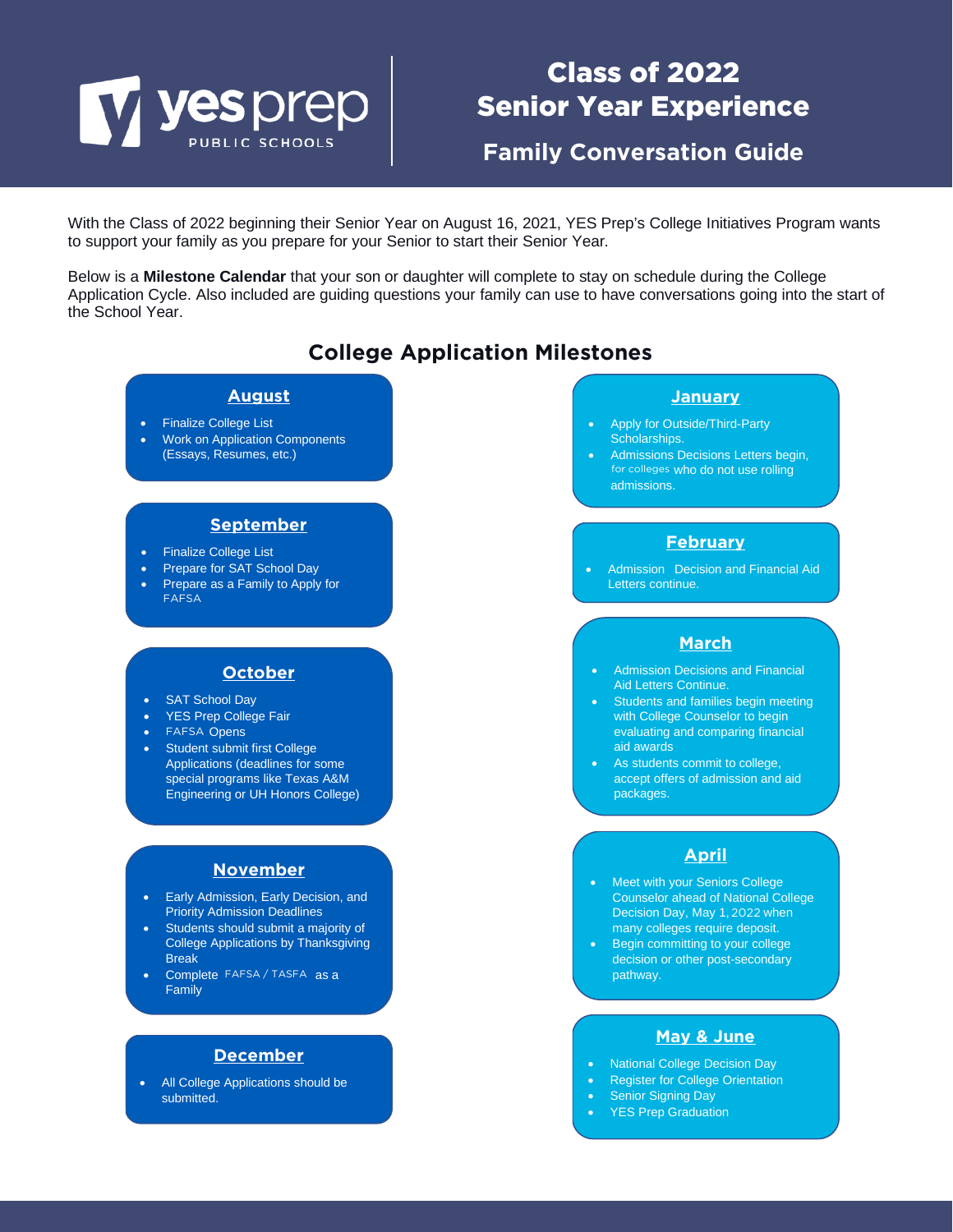# Class of 2022 Senior Year Experience

## Family Conversation Guide

With the Class of 2022 beginning their Senior Year on August 16, 2021, YES Prep's College Initiatives Program wants to support your family as you prepare for your Senior to start their Senior Year.

Below is a **Milestone Calendar** that your son or daughter will complete to stay on schedule during the College Application Cycle. Also included are guiding questions your family can use to have conversations going into the start of the School Year.

## College Application Milestones

### August

- Finalize College List
- Work on Application Components (Essays, Resumes, etc.)

### September

- Finalize College List
- Prepare for SAT School Day
- Prepare as a Family to Apply for FAFSA

### October

- SAT School Day
- YES Prep College Fair
- FAFSA Opens
- Student submit first College Applications (deadlines for some special programs like Texas A&M Engineering or UH Honors College)

### November

- Early Admission, Early Decision, and Priority Admission Deadlines
- Students should submit a majority of College Applications by Thanksgiving Break
- Complete FAFSA / TASFA as a Family

### December

- All College Applications should be submitted.

### January

- Apply for Outside/Third-Party Scholarships.
- Admissions Decisions Letters begin, for colleges who do not use rolling admissions.

### February

- Admission Decision and Financial Aid Letters continue.

### March

- Admission Decisions and Financial Aid Letters Continue.
- Students and families begin meeting with College Counselor to begin evaluating and comparing financial aid awards
- As students commit to college, accept offers of admission and aid packages.

### April

- Meet with your Seniors College Counselor ahead of National College Decision Day, May 1, 2022 when many colleges require deposit.
- Begin committing to your college decision or other post-secondary pathway.

### May & June

- National College Decision Day
- Register for College Orientation
- Senior Signing Day
- YES Prep Graduation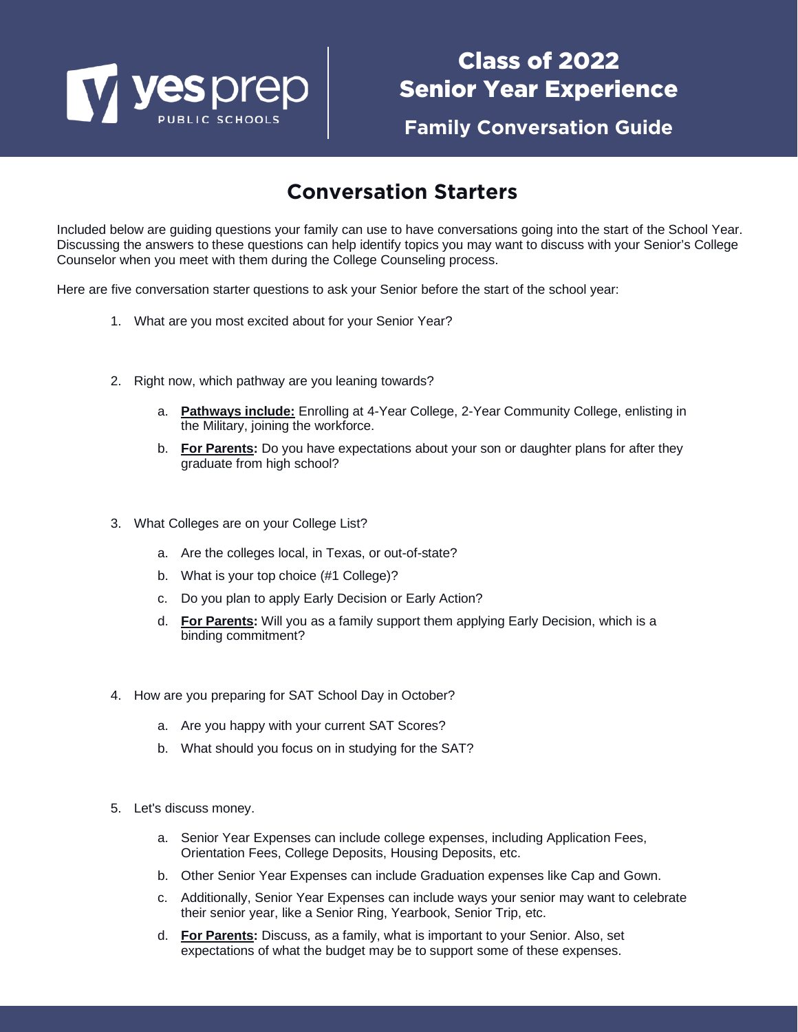# Class of 2022 Senior Year Experience

## Family Conversation Guide

## Conversation Starters

Included below are guiding questions your family can use to have conversations going into the start of the School Year. Discussing the answers to these questions can help identify topics you may want to discuss with your Senior's College Counselor when you meet with them during the College Counseling process.

Here are five conversation starter questions to ask your Senior before the start of the school year:

1. What are you most excited about for your Senior Year?

2. Right now, which pathway are you leaning towards?
   a. **Pathways include:** Enrolling at 4-Year College, 2-Year Community College, enlisting in the Military, joining the workforce.
   b. **For Parents:** Do you have expectations about your son or daughter plans for after they graduate from high school?

3. What Colleges are on your College List?
   a. Are the colleges local, in Texas, or out-of-state?
   b. What is your top choice (#1 College)?
   c. Do you plan to apply Early Decision or Early Action?
   d. **For Parents:** Will you as a family support them applying Early Decision, which is a binding commitment?

4. How are you preparing for SAT School Day in October?
   a. Are you happy with your current SAT Scores?
   b. What should you focus on in studying for the SAT?

5. Let's discuss money.
   a. Senior Year Expenses can include college expenses, including Application Fees, Orientation Fees, College Deposits, Housing Deposits, etc.
   b. Other Senior Year Expenses can include Graduation expenses like Cap and Gown.
   c. Additionally, Senior Year Expenses can include ways your senior may want to celebrate their senior year, like a Senior Ring, Yearbook, Senior Trip, etc.
   d. **For Parents:** Discuss, as a family, what is important to your Senior. Also, set expectations of what the budget may be to support some of these expenses.